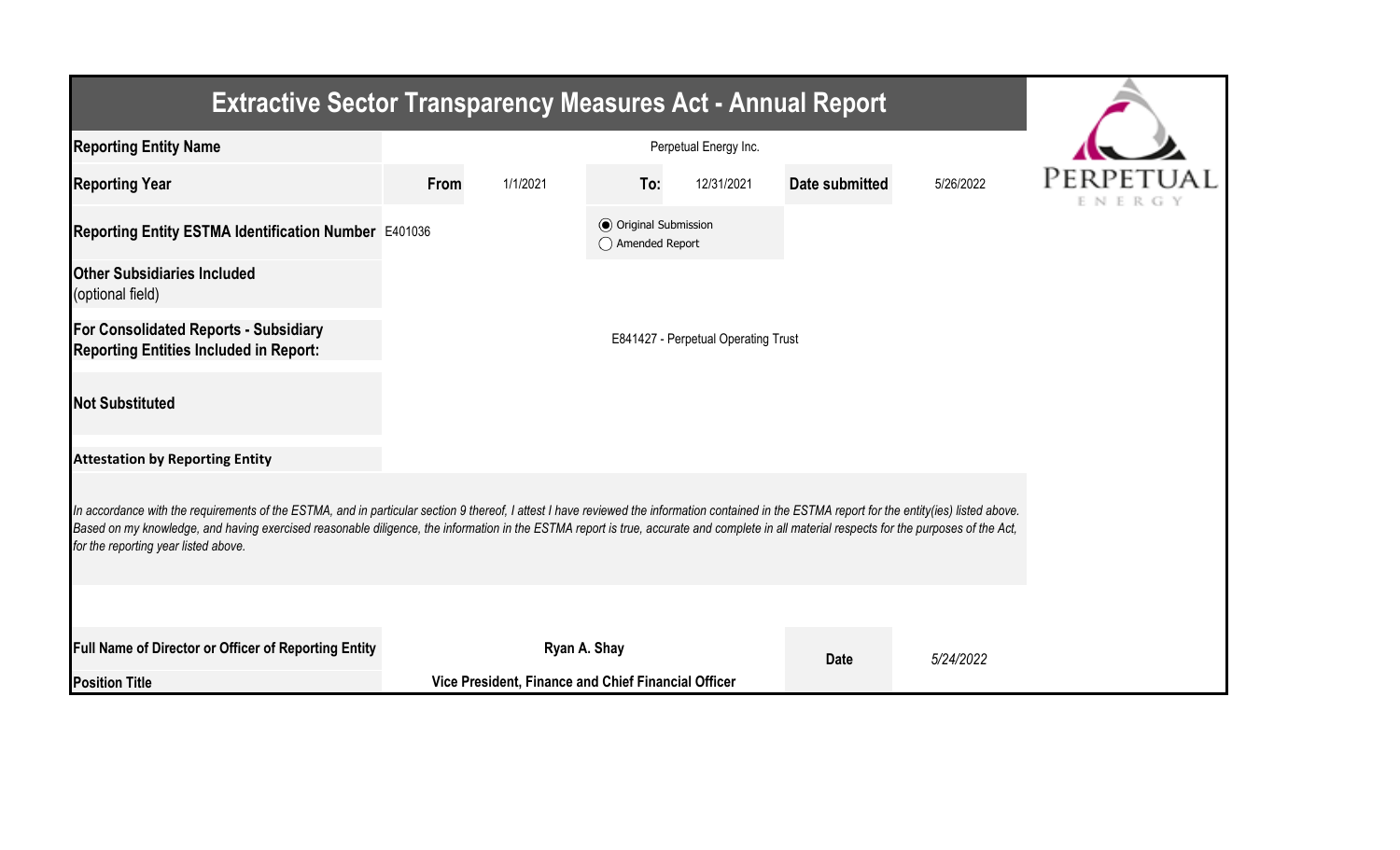# Extractive Sector Transparency Measures Act - Annual Report

| | | | | | | |
|---|---|---|---|---|---|---|
| **Reporting Entity Name** | Perpetual Energy Inc. | | | | | |
| **Reporting Year** | **From** | 1/1/2021 | **To:** | 12/31/2021 | **Date submitted** | 5/26/2022 |
| **Reporting Entity ESTMA Identification Number** | E401036 | | ◉ Original Submission ◯ Amended Report | | | |
| **Other Subsidiaries Included** (optional field) | | | | | | |
| **For Consolidated Reports - Subsidiary Reporting Entities Included in Report:** | E841427 - Perpetual Operating Trust | | | | | |
| **Not Substituted** | | | | | | |

**Attestation by Reporting Entity**

*In accordance with the requirements of the ESTMA, and in particular section 9 thereof, I attest I have reviewed the information contained in the ESTMA report for the entity(ies) listed above. Based on my knowledge, and having exercised reasonable diligence, the information in the ESTMA report is true, accurate and complete in all material respects for the purposes of the Act, for the reporting year listed above.*

| | | | |
|---|---|---|---|
| **Full Name of Director or Officer of Reporting Entity** | **Ryan A. Shay** | **Date** | *5/24/2022* |
| **Position Title** | **Vice President, Finance and Chief Financial Officer** | | |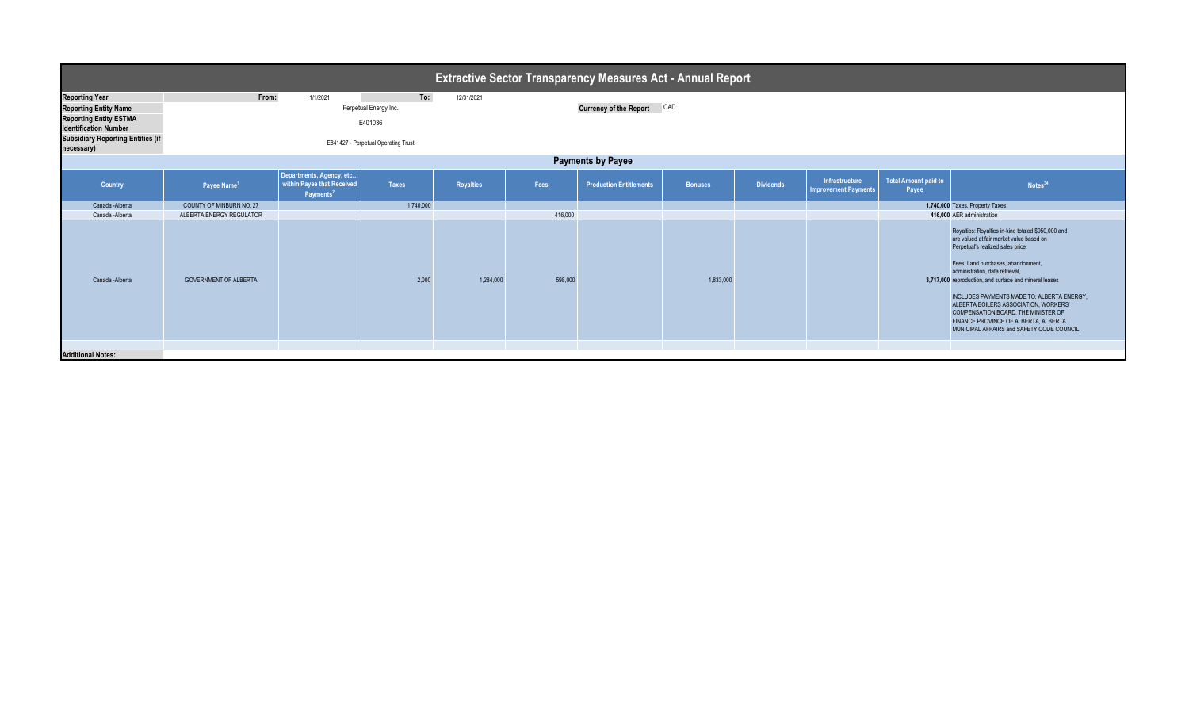# Extractive Sector Transparency Measures Act - Annual Report

| | | | | |
|---|---|---|---|---|
| **Reporting Year** | From: | 1/1/2021 | To: | 12/31/2021 |
| **Reporting Entity Name** | Perpetual Energy Inc. | | **Currency of the Report** | CAD |
| **Reporting Entity ESTMA Identification Number** | E401036 | | | |
| **Subsidiary Reporting Entities (if necessary)** | E841427 - Perpetual Operating Trust | | | |

## Payments by Payee

| Country | Payee Name[1] | Departments, Agency, etc... within Payee that Received Payments[2] | Taxes | Royalties | Fees | Production Entitlements | Bonuses | Dividends | Infrastructure Improvement Payments | Total Amount paid to Payee | Notes[34] |
|---|---|---|---|---|---|---|---|---|---|---|---|
| Canada -Alberta | COUNTY OF MINBURN NO. 27 | | 1,740,000 | | | | | | | 1,740,000 | Taxes, Property Taxes |
| Canada -Alberta | ALBERTA ENERGY REGULATOR | | | | 416,000 | | | | | 416,000 | AER administration |
| Canada -Alberta | GOVERNMENT OF ALBERTA | | 2,000 | 1,284,000 | 598,000 | | 1,833,000 | | | 3,717,000 | Royalties: Royalties in-kind totaled $950,000 and are valued at fair market value based on Perpetual's realized sales price<br><br>Fees: Land purchases, abandonment, administration, data retrieval, reproduction, and surface and mineral leases<br><br>INCLUDES PAYMENTS MADE TO: ALBERTA ENERGY, ALBERTA BOILERS ASSOCIATION, WORKERS' COMPENSATION BOARD, THE MINISTER OF FINANCE PROVINCE OF ALBERTA, ALBERTA MUNICIPAL AFFAIRS and SAFETY CODE COUNCIL. |

**Additional Notes:**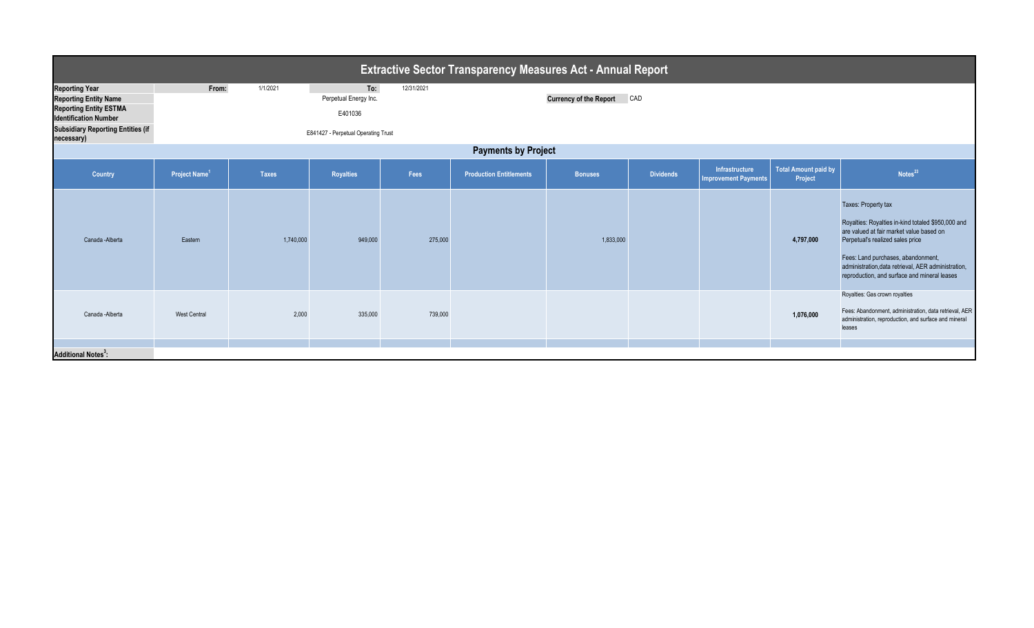# Extractive Sector Transparency Measures Act - Annual Report

| | | | | | |
|---|---|---|---|---|---|
| **Reporting Year** | **From:** | 1/1/2021 | **To:** | 12/31/2021 | |
| **Reporting Entity Name** | | Perpetual Energy Inc. | | **Currency of the Report** | CAD |
| **Reporting Entity ESTMA Identification Number** | | E401036 | | | |
| **Subsidiary Reporting Entities (if necessary)** | | E841427 - Perpetual Operating Trust | | | |

## Payments by Project

| Country | Project Name[1] | Taxes | Royalties | Fees | Production Entitlements | Bonuses | Dividends | Infrastructure Improvement Payments | Total Amount paid by Project | Notes[23] |
|---|---|---|---|---|---|---|---|---|---|---|
| Canada -Alberta | Eastern | 1,740,000 | 949,000 | 275,000 | | 1,833,000 | | | **4,797,000** | Taxes: Property tax<br><br>Royalties: Royalties in-kind totaled $950,000 and are valued at fair market value based on Perpetual's realized sales price<br><br>Fees: Land purchases, abandonment, administration,data retrieval, AER administration, reproduction, and surface and mineral leases |
| Canada -Alberta | West Central | 2,000 | 335,000 | 739,000 | | | | | **1,076,000** | Royalties: Gas crown royalties<br><br>Fees: Abandonment, administration, data retrieval, AER administration, reproduction, and surface and mineral leases |
| | | | | | | | | | | |

**Additional Notes[3]:**